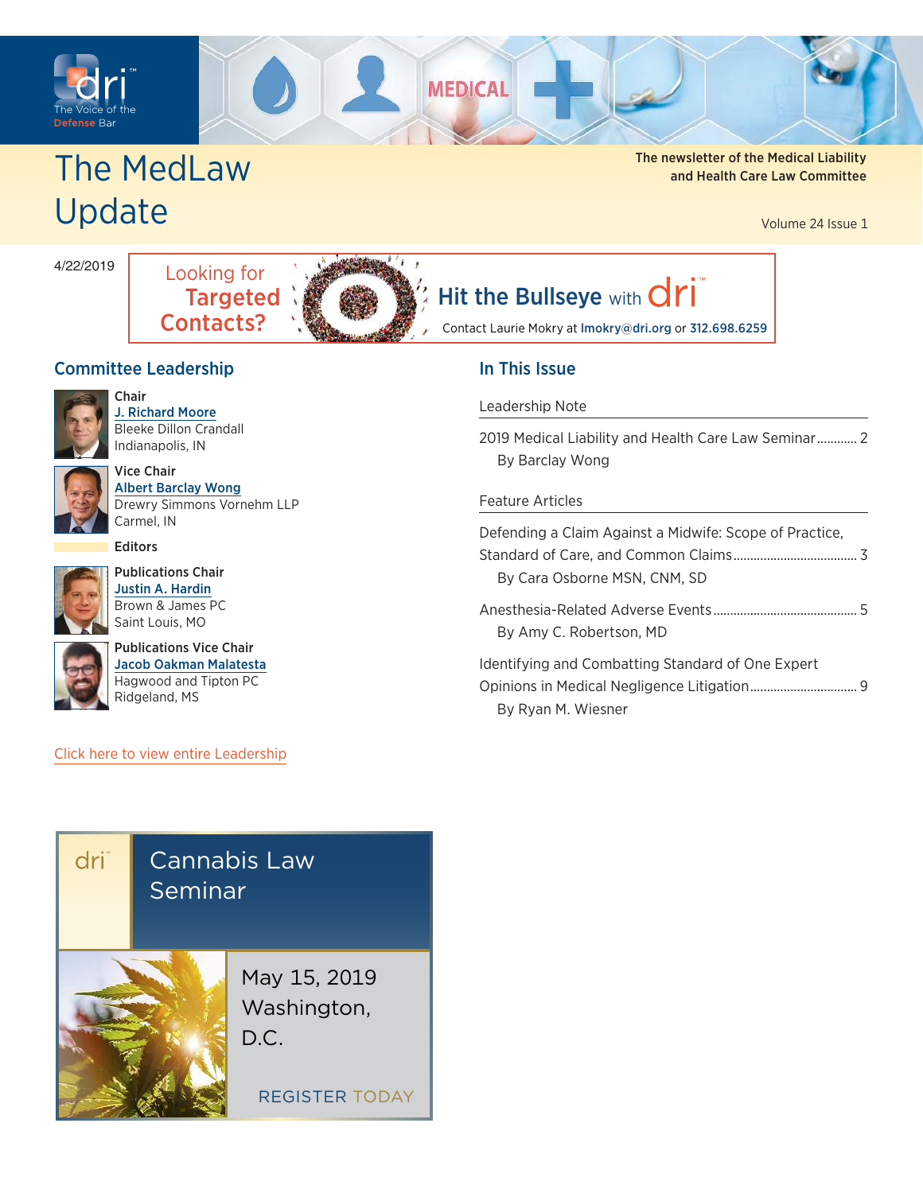# The MedLaw Update

The newsletter of the Medical Liability and Health Care Law Committee

Volume 24 Issue 1

4/22/2019

Looking for **Targeted Contacts?** Hit the Bullseye with dri

Contact Laurie Mokry at lmokry@dri.org or 312.698.6259

## Committee Leadership

**Chair**
J. Richard Moore
Bleeke Dillon Crandall
Indianapolis, IN

**Vice Chair**
Albert Barclay Wong
Drewry Simmons Vornehm LLP
Carmel, IN

**Editors**

**Publications Chair**
Justin A. Hardin
Brown & James PC
Saint Louis, MO

**Publications Vice Chair**
Jacob Oakman Malatesta
Hagwood and Tipton PC
Ridgeland, MS

Click here to view entire Leadership

## In This Issue

**Leadership Note**

2019 Medical Liability and Health Care Law Seminar ............ 2
By Barclay Wong

**Feature Articles**

Defending a Claim Against a Midwife: Scope of Practice, Standard of Care, and Common Claims ............ 3
By Cara Osborne MSN, CNM, SD

Anesthesia-Related Adverse Events ............ 5
By Amy C. Robertson, MD

Identifying and Combatting Standard of One Expert Opinions in Medical Negligence Litigation ............ 9
By Ryan M. Wiesner

dri Cannabis Law Seminar

May 15, 2019
Washington, D.C.

REGISTER TODAY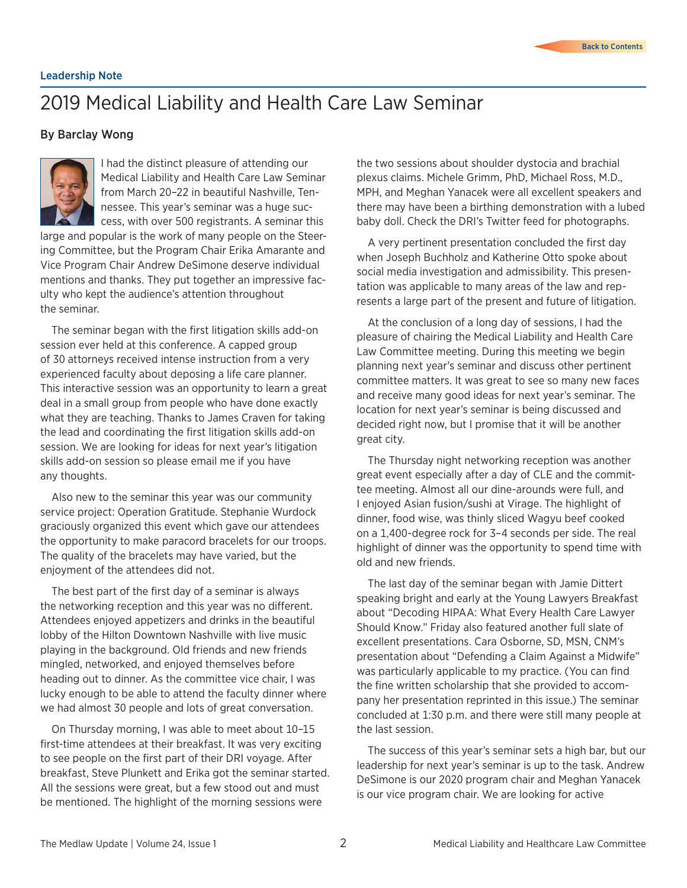Leadership Note

# 2019 Medical Liability and Health Care Law Seminar

### By Barclay Wong

I had the distinct pleasure of attending our Medical Liability and Health Care Law Seminar from March 20–22 in beautiful Nashville, Tennessee. This year's seminar was a huge success, with over 500 registrants. A seminar this large and popular is the work of many people on the Steering Committee, but the Program Chair Erika Amarante and Vice Program Chair Andrew DeSimone deserve individual mentions and thanks. They put together an impressive faculty who kept the audience's attention throughout the seminar.

The seminar began with the first litigation skills add-on session ever held at this conference. A capped group of 30 attorneys received intense instruction from a very experienced faculty about deposing a life care planner. This interactive session was an opportunity to learn a great deal in a small group from people who have done exactly what they are teaching. Thanks to James Craven for taking the lead and coordinating the first litigation skills add-on session. We are looking for ideas for next year's litigation skills add-on session so please email me if you have any thoughts.

Also new to the seminar this year was our community service project: Operation Gratitude. Stephanie Wurdock graciously organized this event which gave our attendees the opportunity to make paracord bracelets for our troops. The quality of the bracelets may have varied, but the enjoyment of the attendees did not.

The best part of the first day of a seminar is always the networking reception and this year was no different. Attendees enjoyed appetizers and drinks in the beautiful lobby of the Hilton Downtown Nashville with live music playing in the background. Old friends and new friends mingled, networked, and enjoyed themselves before heading out to dinner. As the committee vice chair, I was lucky enough to be able to attend the faculty dinner where we had almost 30 people and lots of great conversation.

On Thursday morning, I was able to meet about 10–15 first-time attendees at their breakfast. It was very exciting to see people on the first part of their DRI voyage. After breakfast, Steve Plunkett and Erika got the seminar started. All the sessions were great, but a few stood out and must be mentioned. The highlight of the morning sessions were the two sessions about shoulder dystocia and brachial plexus claims. Michele Grimm, PhD, Michael Ross, M.D., MPH, and Meghan Yanacek were all excellent speakers and there may have been a birthing demonstration with a lubed baby doll. Check the DRI's Twitter feed for photographs.

A very pertinent presentation concluded the first day when Joseph Buchholz and Katherine Otto spoke about social media investigation and admissibility. This presentation was applicable to many areas of the law and represents a large part of the present and future of litigation.

At the conclusion of a long day of sessions, I had the pleasure of chairing the Medical Liability and Health Care Law Committee meeting. During this meeting we begin planning next year's seminar and discuss other pertinent committee matters. It was great to see so many new faces and receive many good ideas for next year's seminar. The location for next year's seminar is being discussed and decided right now, but I promise that it will be another great city.

The Thursday night networking reception was another great event especially after a day of CLE and the committee meeting. Almost all our dine-arounds were full, and I enjoyed Asian fusion/sushi at Virage. The highlight of dinner, food wise, was thinly sliced Wagyu beef cooked on a 1,400-degree rock for 3–4 seconds per side. The real highlight of dinner was the opportunity to spend time with old and new friends.

The last day of the seminar began with Jamie Dittert speaking bright and early at the Young Lawyers Breakfast about "Decoding HIPAA: What Every Health Care Lawyer Should Know." Friday also featured another full slate of excellent presentations. Cara Osborne, SD, MSN, CNM's presentation about "Defending a Claim Against a Midwife" was particularly applicable to my practice. (You can find the fine written scholarship that she provided to accompany her presentation reprinted in this issue.) The seminar concluded at 1:30 p.m. and there were still many people at the last session.

The success of this year's seminar sets a high bar, but our leadership for next year's seminar is up to the task. Andrew DeSimone is our 2020 program chair and Meghan Yanacek is our vice program chair. We are looking for active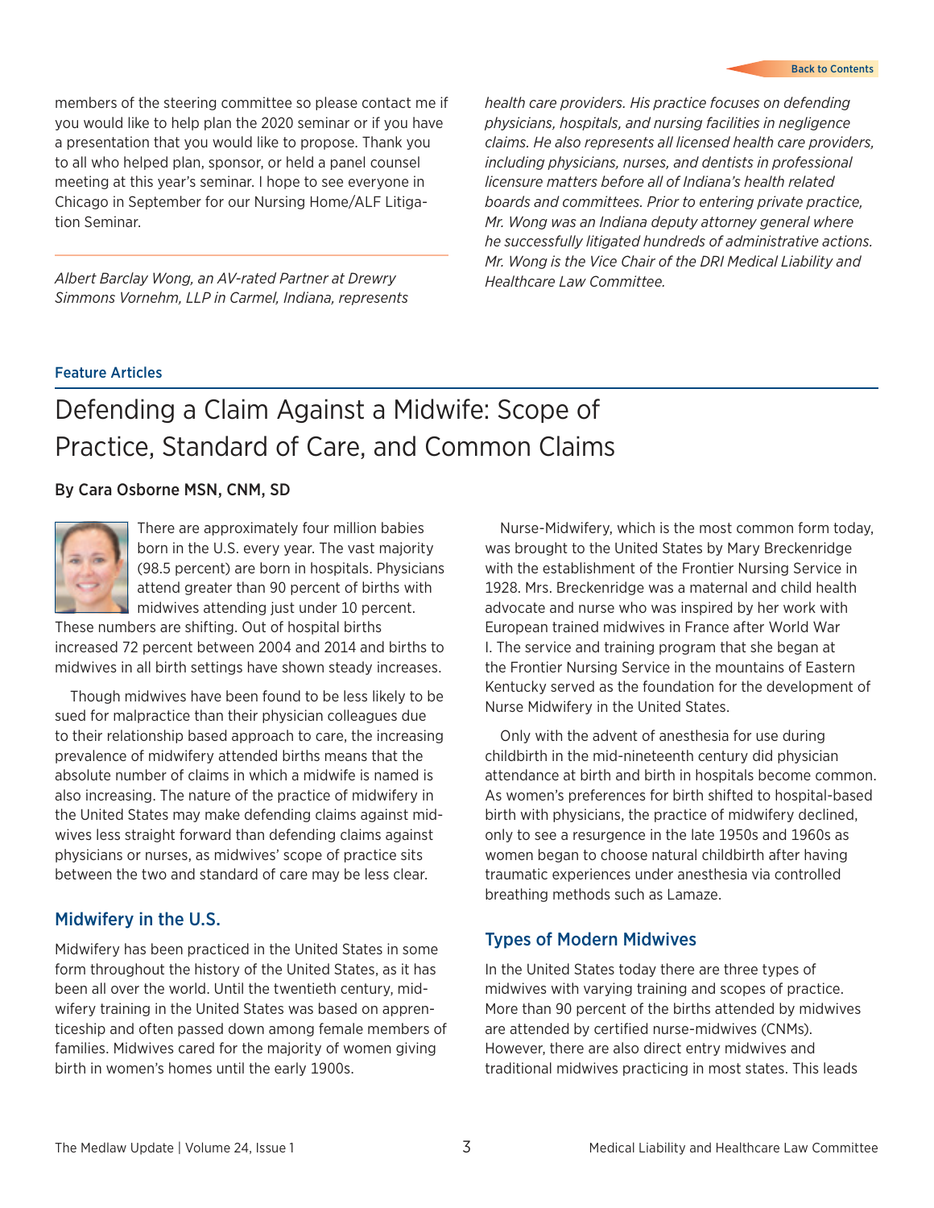members of the steering committee so please contact me if you would like to help plan the 2020 seminar or if you have a presentation that you would like to propose. Thank you to all who helped plan, sponsor, or held a panel counsel meeting at this year's seminar. I hope to see everyone in Chicago in September for our Nursing Home/ALF Litigation Seminar.

---

*Albert Barclay Wong, an AV-rated Partner at Drewry Simmons Vornehm, LLP in Carmel, Indiana, represents health care providers. His practice focuses on defending physicians, hospitals, and nursing facilities in negligence claims. He also represents all licensed health care providers, including physicians, nurses, and dentists in professional licensure matters before all of Indiana's health related boards and committees. Prior to entering private practice, Mr. Wong was an Indiana deputy attorney general where he successfully litigated hundreds of administrative actions. Mr. Wong is the Vice Chair of the DRI Medical Liability and Healthcare Law Committee.*

**Feature Articles**

# Defending a Claim Against a Midwife: Scope of Practice, Standard of Care, and Common Claims

**By Cara Osborne MSN, CNM, SD**

There are approximately four million babies born in the U.S. every year. The vast majority (98.5 percent) are born in hospitals. Physicians attend greater than 90 percent of births with midwives attending just under 10 percent. These numbers are shifting. Out of hospital births increased 72 percent between 2004 and 2014 and births to midwives in all birth settings have shown steady increases.

Though midwives have been found to be less likely to be sued for malpractice than their physician colleagues due to their relationship based approach to care, the increasing prevalence of midwifery attended births means that the absolute number of claims in which a midwife is named is also increasing. The nature of the practice of midwifery in the United States may make defending claims against midwives less straight forward than defending claims against physicians or nurses, as midwives' scope of practice sits between the two and standard of care may be less clear.

## Midwifery in the U.S.

Midwifery has been practiced in the United States in some form throughout the history of the United States, as it has been all over the world. Until the twentieth century, midwifery training in the United States was based on apprenticeship and often passed down among female members of families. Midwives cared for the majority of women giving birth in women's homes until the early 1900s.

Nurse-Midwifery, which is the most common form today, was brought to the United States by Mary Breckenridge with the establishment of the Frontier Nursing Service in 1928. Mrs. Breckenridge was a maternal and child health advocate and nurse who was inspired by her work with European trained midwives in France after World War I. The service and training program that she began at the Frontier Nursing Service in the mountains of Eastern Kentucky served as the foundation for the development of Nurse Midwifery in the United States.

Only with the advent of anesthesia for use during childbirth in the mid-nineteenth century did physician attendance at birth and birth in hospitals become common. As women's preferences for birth shifted to hospital-based birth with physicians, the practice of midwifery declined, only to see a resurgence in the late 1950s and 1960s as women began to choose natural childbirth after having traumatic experiences under anesthesia via controlled breathing methods such as Lamaze.

## Types of Modern Midwives

In the United States today there are three types of midwives with varying training and scopes of practice. More than 90 percent of the births attended by midwives are attended by certified nurse-midwives (CNMs). However, there are also direct entry midwives and traditional midwives practicing in most states. This leads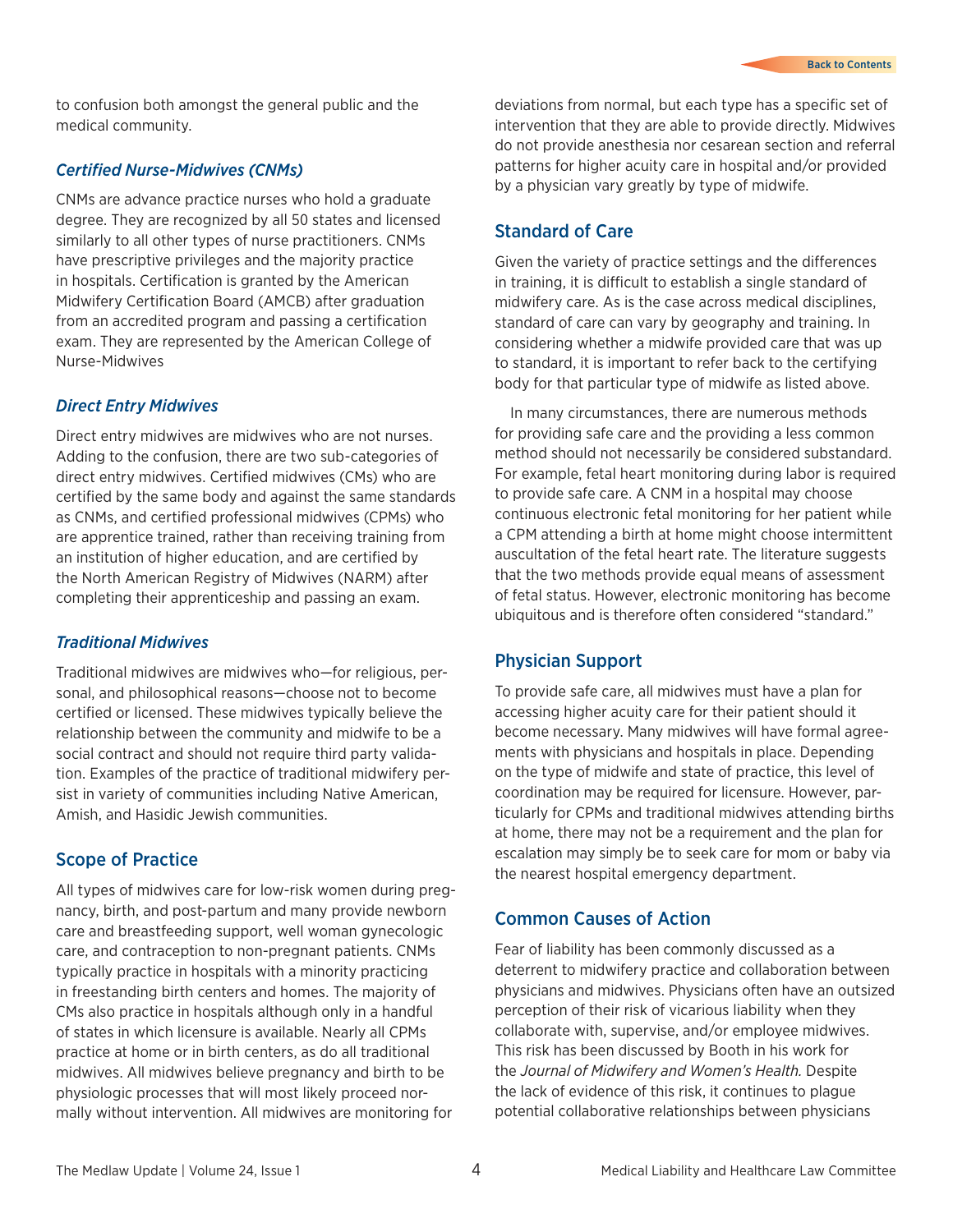to confusion both amongst the general public and the medical community.

### *Certified Nurse-Midwives (CNMs)*

CNMs are advance practice nurses who hold a graduate degree. They are recognized by all 50 states and licensed similarly to all other types of nurse practitioners. CNMs have prescriptive privileges and the majority practice in hospitals. Certification is granted by the American Midwifery Certification Board (AMCB) after graduation from an accredited program and passing a certification exam. They are represented by the American College of Nurse-Midwives

### *Direct Entry Midwives*

Direct entry midwives are midwives who are not nurses. Adding to the confusion, there are two sub-categories of direct entry midwives. Certified midwives (CMs) who are certified by the same body and against the same standards as CNMs, and certified professional midwives (CPMs) who are apprentice trained, rather than receiving training from an institution of higher education, and are certified by the North American Registry of Midwives (NARM) after completing their apprenticeship and passing an exam.

### *Traditional Midwives*

Traditional midwives are midwives who—for religious, personal, and philosophical reasons—choose not to become certified or licensed. These midwives typically believe the relationship between the community and midwife to be a social contract and should not require third party validation. Examples of the practice of traditional midwifery persist in variety of communities including Native American, Amish, and Hasidic Jewish communities.

## Scope of Practice

All types of midwives care for low-risk women during pregnancy, birth, and post-partum and many provide newborn care and breastfeeding support, well woman gynecologic care, and contraception to non-pregnant patients. CNMs typically practice in hospitals with a minority practicing in freestanding birth centers and homes. The majority of CMs also practice in hospitals although only in a handful of states in which licensure is available. Nearly all CPMs practice at home or in birth centers, as do all traditional midwives. All midwives believe pregnancy and birth to be physiologic processes that will most likely proceed normally without intervention. All midwives are monitoring for deviations from normal, but each type has a specific set of intervention that they are able to provide directly. Midwives do not provide anesthesia nor cesarean section and referral patterns for higher acuity care in hospital and/or provided by a physician vary greatly by type of midwife.

## Standard of Care

Given the variety of practice settings and the differences in training, it is difficult to establish a single standard of midwifery care. As is the case across medical disciplines, standard of care can vary by geography and training. In considering whether a midwife provided care that was up to standard, it is important to refer back to the certifying body for that particular type of midwife as listed above.

In many circumstances, there are numerous methods for providing safe care and the providing a less common method should not necessarily be considered substandard. For example, fetal heart monitoring during labor is required to provide safe care. A CNM in a hospital may choose continuous electronic fetal monitoring for her patient while a CPM attending a birth at home might choose intermittent auscultation of the fetal heart rate. The literature suggests that the two methods provide equal means of assessment of fetal status. However, electronic monitoring has become ubiquitous and is therefore often considered "standard."

## Physician Support

To provide safe care, all midwives must have a plan for accessing higher acuity care for their patient should it become necessary. Many midwives will have formal agreements with physicians and hospitals in place. Depending on the type of midwife and state of practice, this level of coordination may be required for licensure. However, particularly for CPMs and traditional midwives attending births at home, there may not be a requirement and the plan for escalation may simply be to seek care for mom or baby via the nearest hospital emergency department.

## Common Causes of Action

Fear of liability has been commonly discussed as a deterrent to midwifery practice and collaboration between physicians and midwives. Physicians often have an outsized perception of their risk of vicarious liability when they collaborate with, supervise, and/or employee midwives. This risk has been discussed by Booth in his work for the *Journal of Midwifery and Women's Health.* Despite the lack of evidence of this risk, it continues to plague potential collaborative relationships between physicians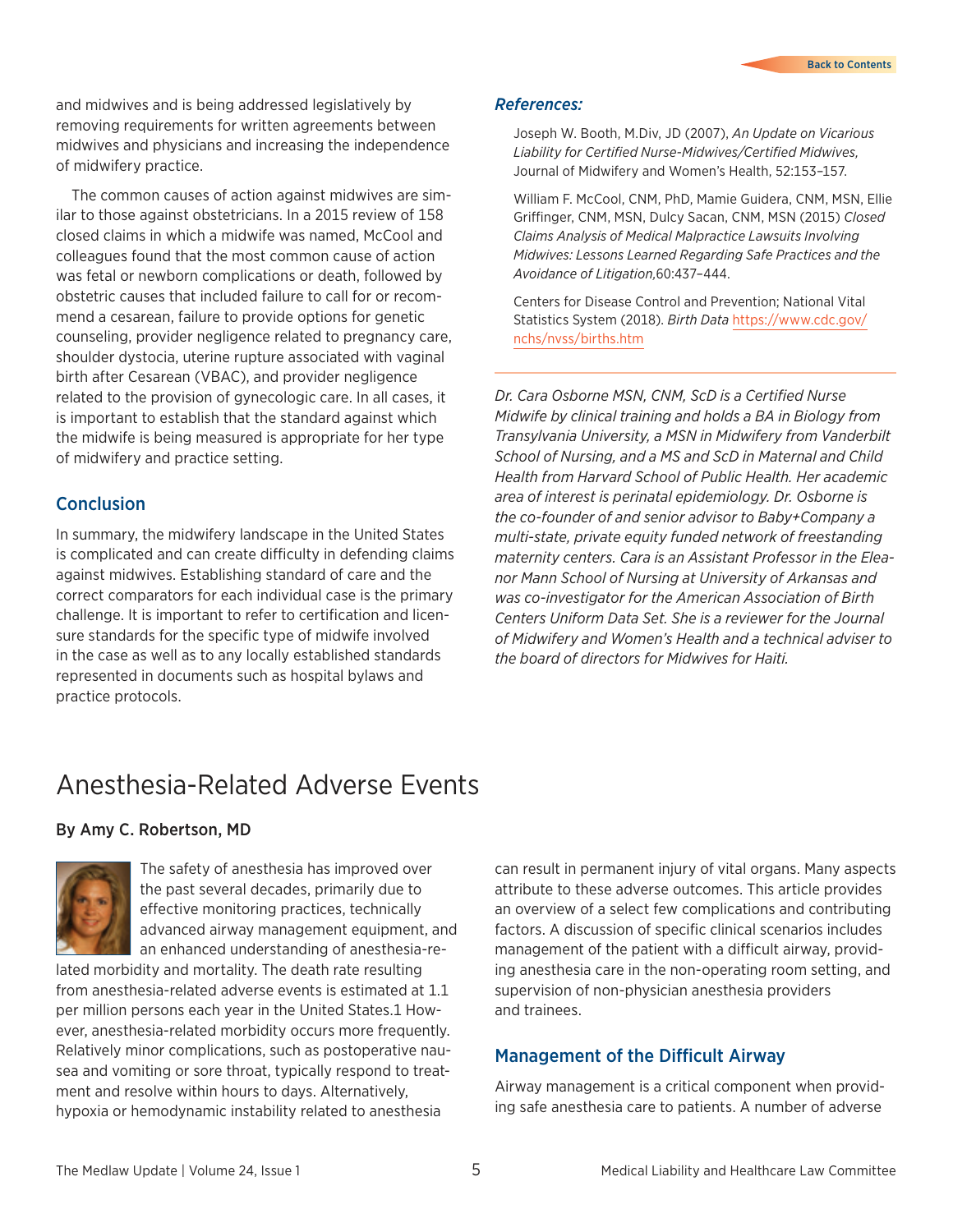and midwives and is being addressed legislatively by removing requirements for written agreements between midwives and physicians and increasing the independence of midwifery practice.

The common causes of action against midwives are similar to those against obstetricians. In a 2015 review of 158 closed claims in which a midwife was named, McCool and colleagues found that the most common cause of action was fetal or newborn complications or death, followed by obstetric causes that included failure to call for or recommend a cesarean, failure to provide options for genetic counseling, provider negligence related to pregnancy care, shoulder dystocia, uterine rupture associated with vaginal birth after Cesarean (VBAC), and provider negligence related to the provision of gynecologic care. In all cases, it is important to establish that the standard against which the midwife is being measured is appropriate for her type of midwifery and practice setting.

## Conclusion

In summary, the midwifery landscape in the United States is complicated and can create difficulty in defending claims against midwives. Establishing standard of care and the correct comparators for each individual case is the primary challenge. It is important to refer to certification and licensure standards for the specific type of midwife involved in the case as well as to any locally established standards represented in documents such as hospital bylaws and practice protocols.

### *References:*

Joseph W. Booth, M.Div, JD (2007), *An Update on Vicarious Liability for Certified Nurse-Midwives/Certified Midwives,* Journal of Midwifery and Women's Health, 52:153–157.

William F. McCool, CNM, PhD, Mamie Guidera, CNM, MSN, Ellie Griffinger, CNM, MSN, Dulcy Sacan, CNM, MSN (2015) *Closed Claims Analysis of Medical Malpractice Lawsuits Involving Midwives: Lessons Learned Regarding Safe Practices and the Avoidance of Litigation,*60:437–444.

Centers for Disease Control and Prevention; National Vital Statistics System (2018). *Birth Data* https://www.cdc.gov/nchs/nvss/births.htm

---

*Dr. Cara Osborne MSN, CNM, ScD is a Certified Nurse Midwife by clinical training and holds a BA in Biology from Transylvania University, a MSN in Midwifery from Vanderbilt School of Nursing, and a MS and ScD in Maternal and Child Health from Harvard School of Public Health. Her academic area of interest is perinatal epidemiology. Dr. Osborne is the co-founder of and senior advisor to Baby+Company a multi-state, private equity funded network of freestanding maternity centers. Cara is an Assistant Professor in the Eleanor Mann School of Nursing at University of Arkansas and was co-investigator for the American Association of Birth Centers Uniform Data Set. She is a reviewer for the Journal of Midwifery and Women's Health and a technical adviser to the board of directors for Midwives for Haiti.*

# Anesthesia-Related Adverse Events

**By Amy C. Robertson, MD**

The safety of anesthesia has improved over the past several decades, primarily due to effective monitoring practices, technically advanced airway management equipment, and an enhanced understanding of anesthesia-related morbidity and mortality. The death rate resulting from anesthesia-related adverse events is estimated at 1.1 per million persons each year in the United States.1 However, anesthesia-related morbidity occurs more frequently. Relatively minor complications, such as postoperative nausea and vomiting or sore throat, typically respond to treatment and resolve within hours to days. Alternatively, hypoxia or hemodynamic instability related to anesthesia can result in permanent injury of vital organs. Many aspects attribute to these adverse outcomes. This article provides an overview of a select few complications and contributing factors. A discussion of specific clinical scenarios includes management of the patient with a difficult airway, providing anesthesia care in the non-operating room setting, and supervision of non-physician anesthesia providers and trainees.

## Management of the Difficult Airway

Airway management is a critical component when providing safe anesthesia care to patients. A number of adverse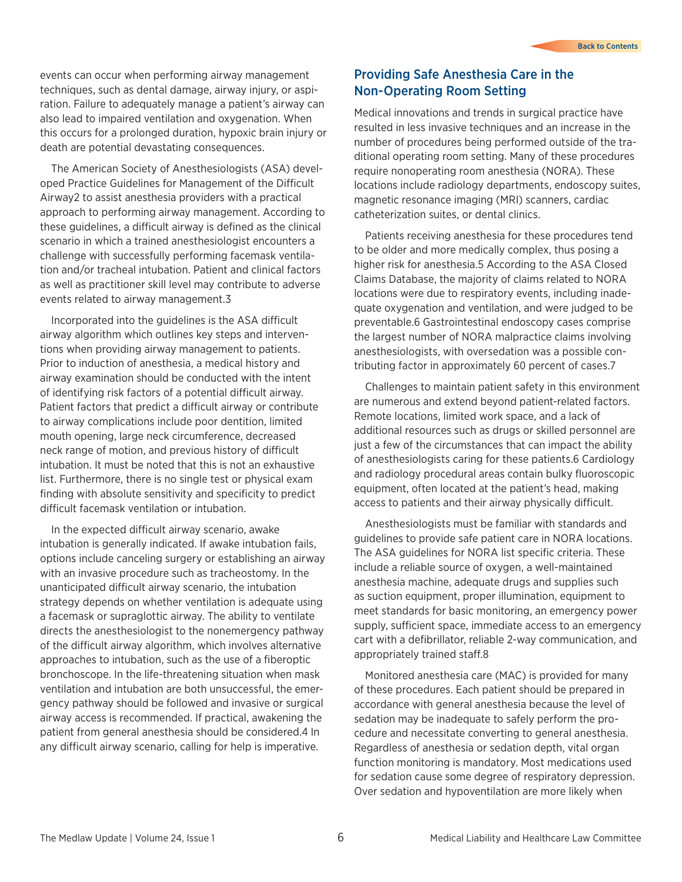events can occur when performing airway management techniques, such as dental damage, airway injury, or aspiration. Failure to adequately manage a patient's airway can also lead to impaired ventilation and oxygenation. When this occurs for a prolonged duration, hypoxic brain injury or death are potential devastating consequences.

The American Society of Anesthesiologists (ASA) developed Practice Guidelines for Management of the Difficult Airway[2] to assist anesthesia providers with a practical approach to performing airway management. According to these guidelines, a difficult airway is defined as the clinical scenario in which a trained anesthesiologist encounters a challenge with successfully performing facemask ventilation and/or tracheal intubation. Patient and clinical factors as well as practitioner skill level may contribute to adverse events related to airway management.[3]

Incorporated into the guidelines is the ASA difficult airway algorithm which outlines key steps and interventions when providing airway management to patients. Prior to induction of anesthesia, a medical history and airway examination should be conducted with the intent of identifying risk factors of a potential difficult airway. Patient factors that predict a difficult airway or contribute to airway complications include poor dentition, limited mouth opening, large neck circumference, decreased neck range of motion, and previous history of difficult intubation. It must be noted that this is not an exhaustive list. Furthermore, there is no single test or physical exam finding with absolute sensitivity and specificity to predict difficult facemask ventilation or intubation.

In the expected difficult airway scenario, awake intubation is generally indicated. If awake intubation fails, options include canceling surgery or establishing an airway with an invasive procedure such as tracheostomy. In the unanticipated difficult airway scenario, the intubation strategy depends on whether ventilation is adequate using a facemask or supraglottic airway. The ability to ventilate directs the anesthesiologist to the nonemergency pathway of the difficult airway algorithm, which involves alternative approaches to intubation, such as the use of a fiberoptic bronchoscope. In the life-threatening situation when mask ventilation and intubation are both unsuccessful, the emergency pathway should be followed and invasive or surgical airway access is recommended. If practical, awakening the patient from general anesthesia should be considered.[4] In any difficult airway scenario, calling for help is imperative.

## Providing Safe Anesthesia Care in the Non-Operating Room Setting

Medical innovations and trends in surgical practice have resulted in less invasive techniques and an increase in the number of procedures being performed outside of the traditional operating room setting. Many of these procedures require nonoperating room anesthesia (NORA). These locations include radiology departments, endoscopy suites, magnetic resonance imaging (MRI) scanners, cardiac catheterization suites, or dental clinics.

Patients receiving anesthesia for these procedures tend to be older and more medically complex, thus posing a higher risk for anesthesia.[5] According to the ASA Closed Claims Database, the majority of claims related to NORA locations were due to respiratory events, including inadequate oxygenation and ventilation, and were judged to be preventable.[6] Gastrointestinal endoscopy cases comprise the largest number of NORA malpractice claims involving anesthesiologists, with oversedation was a possible contributing factor in approximately 60 percent of cases.[7]

Challenges to maintain patient safety in this environment are numerous and extend beyond patient-related factors. Remote locations, limited work space, and a lack of additional resources such as drugs or skilled personnel are just a few of the circumstances that can impact the ability of anesthesiologists caring for these patients.[6] Cardiology and radiology procedural areas contain bulky fluoroscopic equipment, often located at the patient's head, making access to patients and their airway physically difficult.

Anesthesiologists must be familiar with standards and guidelines to provide safe patient care in NORA locations. The ASA guidelines for NORA list specific criteria. These include a reliable source of oxygen, a well-maintained anesthesia machine, adequate drugs and supplies such as suction equipment, proper illumination, equipment to meet standards for basic monitoring, an emergency power supply, sufficient space, immediate access to an emergency cart with a defibrillator, reliable 2-way communication, and appropriately trained staff.[8]

Monitored anesthesia care (MAC) is provided for many of these procedures. Each patient should be prepared in accordance with general anesthesia because the level of sedation may be inadequate to safely perform the procedure and necessitate converting to general anesthesia. Regardless of anesthesia or sedation depth, vital organ function monitoring is mandatory. Most medications used for sedation cause some degree of respiratory depression. Over sedation and hypoventilation are more likely when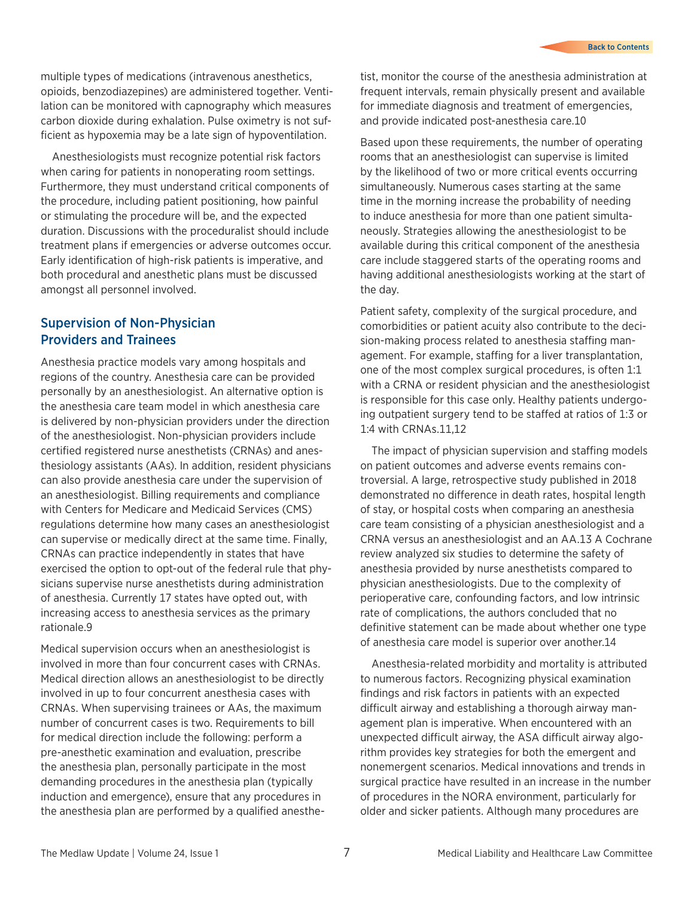multiple types of medications (intravenous anesthetics, opioids, benzodiazepines) are administered together. Ventilation can be monitored with capnography which measures carbon dioxide during exhalation. Pulse oximetry is not sufficient as hypoxemia may be a late sign of hypoventilation.

Anesthesiologists must recognize potential risk factors when caring for patients in nonoperating room settings. Furthermore, they must understand critical components of the procedure, including patient positioning, how painful or stimulating the procedure will be, and the expected duration. Discussions with the proceduralist should include treatment plans if emergencies or adverse outcomes occur. Early identification of high-risk patients is imperative, and both procedural and anesthetic plans must be discussed amongst all personnel involved.

## Supervision of Non-Physician Providers and Trainees

Anesthesia practice models vary among hospitals and regions of the country. Anesthesia care can be provided personally by an anesthesiologist. An alternative option is the anesthesia care team model in which anesthesia care is delivered by non-physician providers under the direction of the anesthesiologist. Non-physician providers include certified registered nurse anesthetists (CRNAs) and anesthesiology assistants (AAs). In addition, resident physicians can also provide anesthesia care under the supervision of an anesthesiologist. Billing requirements and compliance with Centers for Medicare and Medicaid Services (CMS) regulations determine how many cases an anesthesiologist can supervise or medically direct at the same time. Finally, CRNAs can practice independently in states that have exercised the option to opt-out of the federal rule that physicians supervise nurse anesthetists during administration of anesthesia. Currently 17 states have opted out, with increasing access to anesthesia services as the primary rationale.[9]

Medical supervision occurs when an anesthesiologist is involved in more than four concurrent cases with CRNAs. Medical direction allows an anesthesiologist to be directly involved in up to four concurrent anesthesia cases with CRNAs. When supervising trainees or AAs, the maximum number of concurrent cases is two. Requirements to bill for medical direction include the following: perform a pre-anesthetic examination and evaluation, prescribe the anesthesia plan, personally participate in the most demanding procedures in the anesthesia plan (typically induction and emergence), ensure that any procedures in the anesthesia plan are performed by a qualified anesthetist, monitor the course of the anesthesia administration at frequent intervals, remain physically present and available for immediate diagnosis and treatment of emergencies, and provide indicated post-anesthesia care.[10]

Based upon these requirements, the number of operating rooms that an anesthesiologist can supervise is limited by the likelihood of two or more critical events occurring simultaneously. Numerous cases starting at the same time in the morning increase the probability of needing to induce anesthesia for more than one patient simultaneously. Strategies allowing the anesthesiologist to be available during this critical component of the anesthesia care include staggered starts of the operating rooms and having additional anesthesiologists working at the start of the day.

Patient safety, complexity of the surgical procedure, and comorbidities or patient acuity also contribute to the decision-making process related to anesthesia staffing management. For example, staffing for a liver transplantation, one of the most complex surgical procedures, is often 1:1 with a CRNA or resident physician and the anesthesiologist is responsible for this case only. Healthy patients undergoing outpatient surgery tend to be staffed at ratios of 1:3 or 1:4 with CRNAs.[11,12]

The impact of physician supervision and staffing models on patient outcomes and adverse events remains controversial. A large, retrospective study published in 2018 demonstrated no difference in death rates, hospital length of stay, or hospital costs when comparing an anesthesia care team consisting of a physician anesthesiologist and a CRNA versus an anesthesiologist and an AA.[13] A Cochrane review analyzed six studies to determine the safety of anesthesia provided by nurse anesthetists compared to physician anesthesiologists. Due to the complexity of perioperative care, confounding factors, and low intrinsic rate of complications, the authors concluded that no definitive statement can be made about whether one type of anesthesia care model is superior over another.[14]

Anesthesia-related morbidity and mortality is attributed to numerous factors. Recognizing physical examination findings and risk factors in patients with an expected difficult airway and establishing a thorough airway management plan is imperative. When encountered with an unexpected difficult airway, the ASA difficult airway algorithm provides key strategies for both the emergent and nonemergent scenarios. Medical innovations and trends in surgical practice have resulted in an increase in the number of procedures in the NORA environment, particularly for older and sicker patients. Although many procedures are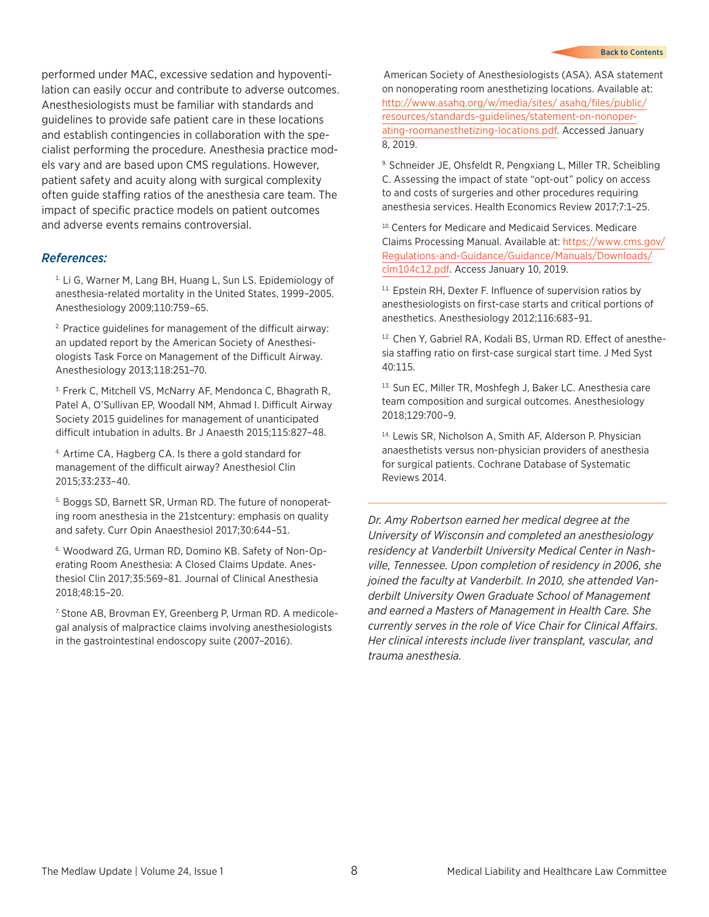performed under MAC, excessive sedation and hypoventilation can easily occur and contribute to adverse outcomes. Anesthesiologists must be familiar with standards and guidelines to provide safe patient care in these locations and establish contingencies in collaboration with the specialist performing the procedure. Anesthesia practice models vary and are based upon CMS regulations. However, patient safety and acuity along with surgical complexity often guide staffing ratios of the anesthesia care team. The impact of specific practice models on patient outcomes and adverse events remains controversial.

### *References:*

1. Li G, Warner M, Lang BH, Huang L, Sun LS. Epidemiology of anesthesia-related mortality in the United States, 1999–2005. Anesthesiology 2009;110:759–65.

2. Practice guidelines for management of the difficult airway: an updated report by the American Society of Anesthesiologists Task Force on Management of the Difficult Airway. Anesthesiology 2013;118:251–70.

3. Frerk C, Mitchell VS, McNarry AF, Mendonca C, Bhagrath R, Patel A, O'Sullivan EP, Woodall NM, Ahmad I. Difficult Airway Society 2015 guidelines for management of unanticipated difficult intubation in adults. Br J Anaesth 2015;115:827–48.

4. Artime CA, Hagberg CA. Is there a gold standard for management of the difficult airway? Anesthesiol Clin 2015;33:233–40.

5. Boggs SD, Barnett SR, Urman RD. The future of nonoperating room anesthesia in the 21stcentury: emphasis on quality and safety. Curr Opin Anaesthesiol 2017;30:644–51.

6. Woodward ZG, Urman RD, Domino KB. Safety of Non-Operating Room Anesthesia: A Closed Claims Update. Anesthesiol Clin 2017;35:569–81. Journal of Clinical Anesthesia 2018;48:15–20.

7. Stone AB, Brovman EY, Greenberg P, Urman RD. A medicolegal analysis of malpractice claims involving anesthesiologists in the gastrointestinal endoscopy suite (2007–2016).

8. American Society of Anesthesiologists (ASA). ASA statement on nonoperating room anesthetizing locations. Available at: http://www.asahq.org/w/media/sites/ asahq/files/public/resources/standards-guidelines/statement-on-nonoperating-roomanesthetizing-locations.pdf. Accessed January 8, 2019.

9. Schneider JE, Ohsfeldt R, Pengxiang L, Miller TR, Scheibling C. Assessing the impact of state "opt-out" policy on access to and costs of surgeries and other procedures requiring anesthesia services. Health Economics Review 2017;7:1–25.

10. Centers for Medicare and Medicaid Services. Medicare Claims Processing Manual. Available at: https://www.cms.gov/Regulations-and-Guidance/Guidance/Manuals/Downloads/clm104c12.pdf. Access January 10, 2019.

11. Epstein RH, Dexter F. Influence of supervision ratios by anesthesiologists on first-case starts and critical portions of anesthetics. Anesthesiology 2012;116:683–91.

12. Chen Y, Gabriel RA, Kodali BS, Urman RD. Effect of anesthesia staffing ratio on first-case surgical start time. J Med Syst 40:115.

13. Sun EC, Miller TR, Moshfegh J, Baker LC. Anesthesia care team composition and surgical outcomes. Anesthesiology 2018;129:700–9.

14. Lewis SR, Nicholson A, Smith AF, Alderson P. Physician anaesthetists versus non-physician providers of anesthesia for surgical patients. Cochrane Database of Systematic Reviews 2014.

---

*Dr. Amy Robertson earned her medical degree at the University of Wisconsin and completed an anesthesiology residency at Vanderbilt University Medical Center in Nashville, Tennessee. Upon completion of residency in 2006, she joined the faculty at Vanderbilt. In 2010, she attended Vanderbilt University Owen Graduate School of Management and earned a Masters of Management in Health Care. She currently serves in the role of Vice Chair for Clinical Affairs. Her clinical interests include liver transplant, vascular, and trauma anesthesia.*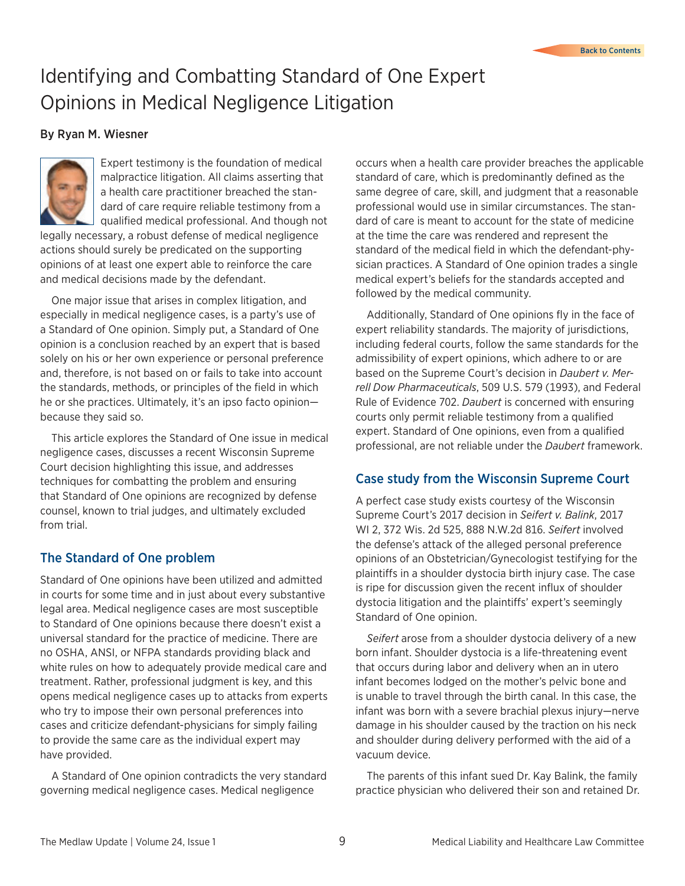# Identifying and Combatting Standard of One Expert Opinions in Medical Negligence Litigation

**By Ryan M. Wiesner**

Expert testimony is the foundation of medical malpractice litigation. All claims asserting that a health care practitioner breached the standard of care require reliable testimony from a qualified medical professional. And though not legally necessary, a robust defense of medical negligence actions should surely be predicated on the supporting opinions of at least one expert able to reinforce the care and medical decisions made by the defendant.

One major issue that arises in complex litigation, and especially in medical negligence cases, is a party's use of a Standard of One opinion. Simply put, a Standard of One opinion is a conclusion reached by an expert that is based solely on his or her own experience or personal preference and, therefore, is not based on or fails to take into account the standards, methods, or principles of the field in which he or she practices. Ultimately, it's an ipso facto opinion—because they said so.

This article explores the Standard of One issue in medical negligence cases, discusses a recent Wisconsin Supreme Court decision highlighting this issue, and addresses techniques for combatting the problem and ensuring that Standard of One opinions are recognized by defense counsel, known to trial judges, and ultimately excluded from trial.

## The Standard of One problem

Standard of One opinions have been utilized and admitted in courts for some time and in just about every substantive legal area. Medical negligence cases are most susceptible to Standard of One opinions because there doesn't exist a universal standard for the practice of medicine. There are no OSHA, ANSI, or NFPA standards providing black and white rules on how to adequately provide medical care and treatment. Rather, professional judgment is key, and this opens medical negligence cases up to attacks from experts who try to impose their own personal preferences into cases and criticize defendant-physicians for simply failing to provide the same care as the individual expert may have provided.

A Standard of One opinion contradicts the very standard governing medical negligence cases. Medical negligence occurs when a health care provider breaches the applicable standard of care, which is predominantly defined as the same degree of care, skill, and judgment that a reasonable professional would use in similar circumstances. The standard of care is meant to account for the state of medicine at the time the care was rendered and represent the standard of the medical field in which the defendant-physician practices. A Standard of One opinion trades a single medical expert's beliefs for the standards accepted and followed by the medical community.

Additionally, Standard of One opinions fly in the face of expert reliability standards. The majority of jurisdictions, including federal courts, follow the same standards for the admissibility of expert opinions, which adhere to or are based on the Supreme Court's decision in *Daubert v. Merrell Dow Pharmaceuticals*, 509 U.S. 579 (1993), and Federal Rule of Evidence 702. *Daubert* is concerned with ensuring courts only permit reliable testimony from a qualified expert. Standard of One opinions, even from a qualified professional, are not reliable under the *Daubert* framework.

## Case study from the Wisconsin Supreme Court

A perfect case study exists courtesy of the Wisconsin Supreme Court's 2017 decision in *Seifert v. Balink*, 2017 WI 2, 372 Wis. 2d 525, 888 N.W.2d 816. *Seifert* involved the defense's attack of the alleged personal preference opinions of an Obstetrician/Gynecologist testifying for the plaintiffs in a shoulder dystocia birth injury case. The case is ripe for discussion given the recent influx of shoulder dystocia litigation and the plaintiffs' expert's seemingly Standard of One opinion.

*Seifert* arose from a shoulder dystocia delivery of a new born infant. Shoulder dystocia is a life-threatening event that occurs during labor and delivery when an in utero infant becomes lodged on the mother's pelvic bone and is unable to travel through the birth canal. In this case, the infant was born with a severe brachial plexus injury—nerve damage in his shoulder caused by the traction on his neck and shoulder during delivery performed with the aid of a vacuum device.

The parents of this infant sued Dr. Kay Balink, the family practice physician who delivered their son and retained Dr.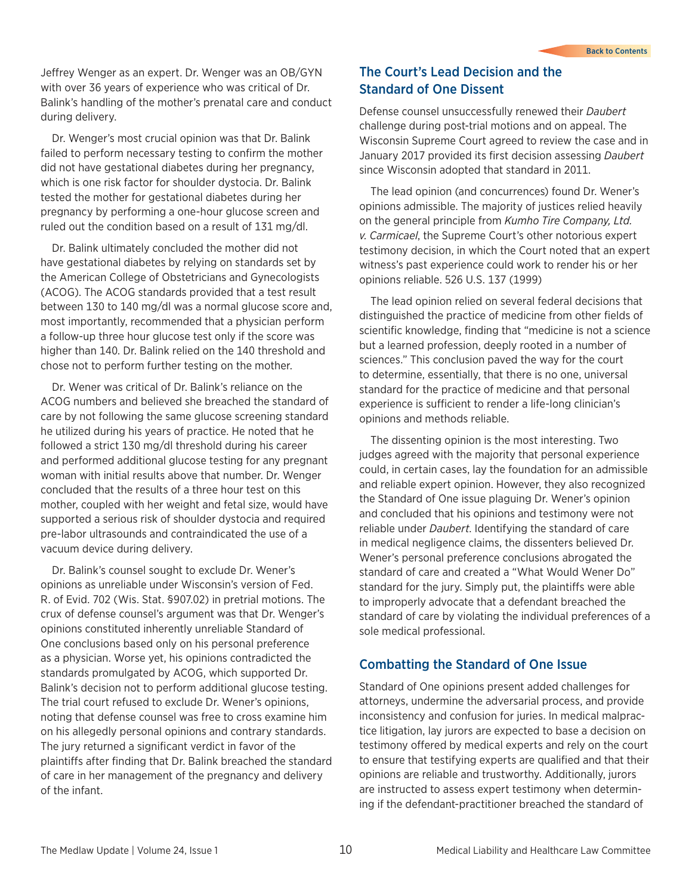Jeffrey Wenger as an expert. Dr. Wenger was an OB/GYN with over 36 years of experience who was critical of Dr. Balink's handling of the mother's prenatal care and conduct during delivery.

Dr. Wenger's most crucial opinion was that Dr. Balink failed to perform necessary testing to confirm the mother did not have gestational diabetes during her pregnancy, which is one risk factor for shoulder dystocia. Dr. Balink tested the mother for gestational diabetes during her pregnancy by performing a one-hour glucose screen and ruled out the condition based on a result of 131 mg/dl.

Dr. Balink ultimately concluded the mother did not have gestational diabetes by relying on standards set by the American College of Obstetricians and Gynecologists (ACOG). The ACOG standards provided that a test result between 130 to 140 mg/dl was a normal glucose score and, most importantly, recommended that a physician perform a follow-up three hour glucose test only if the score was higher than 140. Dr. Balink relied on the 140 threshold and chose not to perform further testing on the mother.

Dr. Wener was critical of Dr. Balink's reliance on the ACOG numbers and believed she breached the standard of care by not following the same glucose screening standard he utilized during his years of practice. He noted that he followed a strict 130 mg/dl threshold during his career and performed additional glucose testing for any pregnant woman with initial results above that number. Dr. Wenger concluded that the results of a three hour test on this mother, coupled with her weight and fetal size, would have supported a serious risk of shoulder dystocia and required pre-labor ultrasounds and contraindicated the use of a vacuum device during delivery.

Dr. Balink's counsel sought to exclude Dr. Wener's opinions as unreliable under Wisconsin's version of Fed. R. of Evid. 702 (Wis. Stat. §907.02) in pretrial motions. The crux of defense counsel's argument was that Dr. Wenger's opinions constituted inherently unreliable Standard of One conclusions based only on his personal preference as a physician. Worse yet, his opinions contradicted the standards promulgated by ACOG, which supported Dr. Balink's decision not to perform additional glucose testing. The trial court refused to exclude Dr. Wener's opinions, noting that defense counsel was free to cross examine him on his allegedly personal opinions and contrary standards. The jury returned a significant verdict in favor of the plaintiffs after finding that Dr. Balink breached the standard of care in her management of the pregnancy and delivery of the infant.

## The Court's Lead Decision and the Standard of One Dissent

Defense counsel unsuccessfully renewed their *Daubert* challenge during post-trial motions and on appeal. The Wisconsin Supreme Court agreed to review the case and in January 2017 provided its first decision assessing *Daubert* since Wisconsin adopted that standard in 2011.

The lead opinion (and concurrences) found Dr. Wener's opinions admissible. The majority of justices relied heavily on the general principle from *Kumho Tire Company, Ltd. v. Carmicael*, the Supreme Court's other notorious expert testimony decision, in which the Court noted that an expert witness's past experience could work to render his or her opinions reliable. 526 U.S. 137 (1999)

The lead opinion relied on several federal decisions that distinguished the practice of medicine from other fields of scientific knowledge, finding that "medicine is not a science but a learned profession, deeply rooted in a number of sciences." This conclusion paved the way for the court to determine, essentially, that there is no one, universal standard for the practice of medicine and that personal experience is sufficient to render a life-long clinician's opinions and methods reliable.

The dissenting opinion is the most interesting. Two judges agreed with the majority that personal experience could, in certain cases, lay the foundation for an admissible and reliable expert opinion. However, they also recognized the Standard of One issue plaguing Dr. Wener's opinion and concluded that his opinions and testimony were not reliable under *Daubert*. Identifying the standard of care in medical negligence claims, the dissenters believed Dr. Wener's personal preference conclusions abrogated the standard of care and created a "What Would Wener Do" standard for the jury. Simply put, the plaintiffs were able to improperly advocate that a defendant breached the standard of care by violating the individual preferences of a sole medical professional.

## Combatting the Standard of One Issue

Standard of One opinions present added challenges for attorneys, undermine the adversarial process, and provide inconsistency and confusion for juries. In medical malpractice litigation, lay jurors are expected to base a decision on testimony offered by medical experts and rely on the court to ensure that testifying experts are qualified and that their opinions are reliable and trustworthy. Additionally, jurors are instructed to assess expert testimony when determining if the defendant-practitioner breached the standard of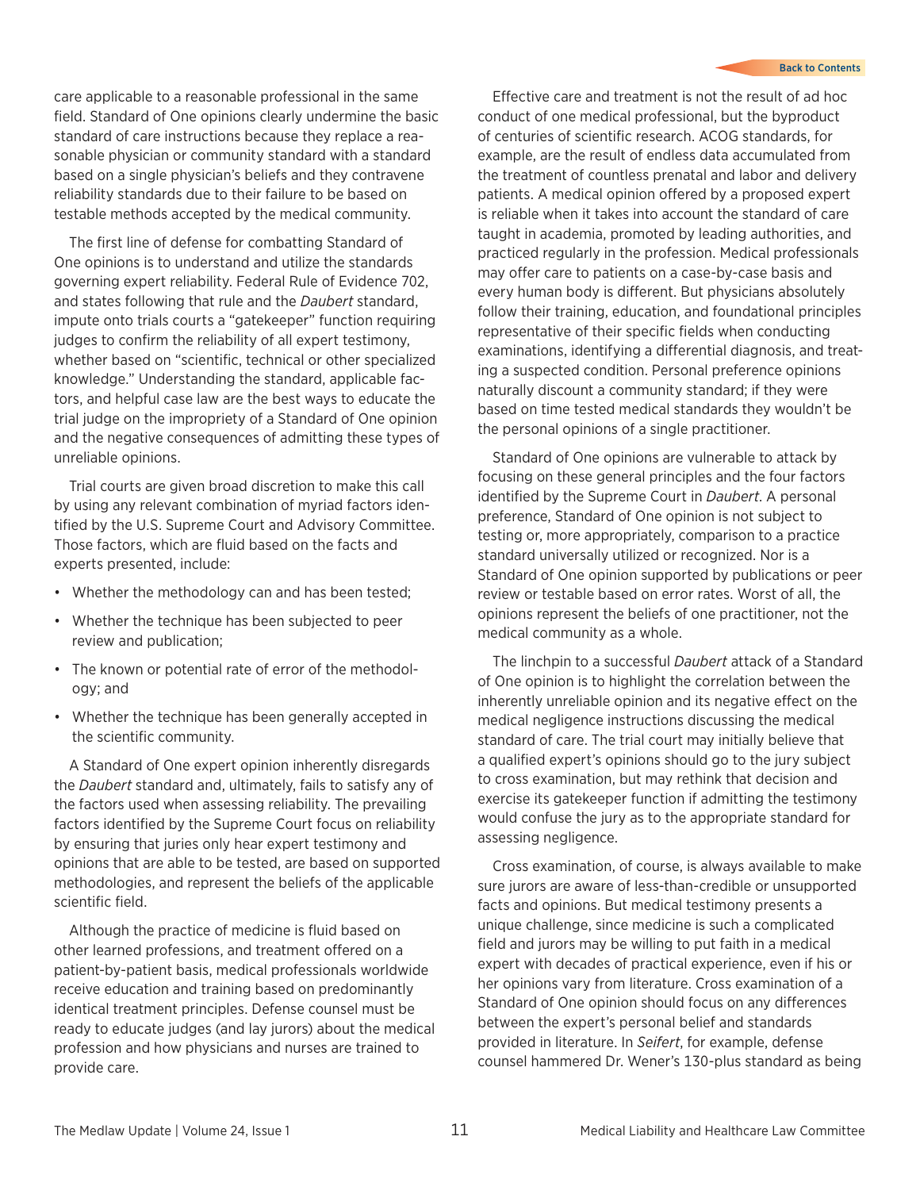care applicable to a reasonable professional in the same field. Standard of One opinions clearly undermine the basic standard of care instructions because they replace a reasonable physician or community standard with a standard based on a single physician's beliefs and they contravene reliability standards due to their failure to be based on testable methods accepted by the medical community.

The first line of defense for combatting Standard of One opinions is to understand and utilize the standards governing expert reliability. Federal Rule of Evidence 702, and states following that rule and the *Daubert* standard, impute onto trials courts a "gatekeeper" function requiring judges to confirm the reliability of all expert testimony, whether based on "scientific, technical or other specialized knowledge." Understanding the standard, applicable factors, and helpful case law are the best ways to educate the trial judge on the impropriety of a Standard of One opinion and the negative consequences of admitting these types of unreliable opinions.

Trial courts are given broad discretion to make this call by using any relevant combination of myriad factors identified by the U.S. Supreme Court and Advisory Committee. Those factors, which are fluid based on the facts and experts presented, include:

- Whether the methodology can and has been tested;
- Whether the technique has been subjected to peer review and publication;
- The known or potential rate of error of the methodology; and
- Whether the technique has been generally accepted in the scientific community.

A Standard of One expert opinion inherently disregards the *Daubert* standard and, ultimately, fails to satisfy any of the factors used when assessing reliability. The prevailing factors identified by the Supreme Court focus on reliability by ensuring that juries only hear expert testimony and opinions that are able to be tested, are based on supported methodologies, and represent the beliefs of the applicable scientific field.

Although the practice of medicine is fluid based on other learned professions, and treatment offered on a patient-by-patient basis, medical professionals worldwide receive education and training based on predominantly identical treatment principles. Defense counsel must be ready to educate judges (and lay jurors) about the medical profession and how physicians and nurses are trained to provide care.

Effective care and treatment is not the result of ad hoc conduct of one medical professional, but the byproduct of centuries of scientific research. ACOG standards, for example, are the result of endless data accumulated from the treatment of countless prenatal and labor and delivery patients. A medical opinion offered by a proposed expert is reliable when it takes into account the standard of care taught in academia, promoted by leading authorities, and practiced regularly in the profession. Medical professionals may offer care to patients on a case-by-case basis and every human body is different. But physicians absolutely follow their training, education, and foundational principles representative of their specific fields when conducting examinations, identifying a differential diagnosis, and treating a suspected condition. Personal preference opinions naturally discount a community standard; if they were based on time tested medical standards they wouldn't be the personal opinions of a single practitioner.

Standard of One opinions are vulnerable to attack by focusing on these general principles and the four factors identified by the Supreme Court in *Daubert*. A personal preference, Standard of One opinion is not subject to testing or, more appropriately, comparison to a practice standard universally utilized or recognized. Nor is a Standard of One opinion supported by publications or peer review or testable based on error rates. Worst of all, the opinions represent the beliefs of one practitioner, not the medical community as a whole.

The linchpin to a successful *Daubert* attack of a Standard of One opinion is to highlight the correlation between the inherently unreliable opinion and its negative effect on the medical negligence instructions discussing the medical standard of care. The trial court may initially believe that a qualified expert's opinions should go to the jury subject to cross examination, but may rethink that decision and exercise its gatekeeper function if admitting the testimony would confuse the jury as to the appropriate standard for assessing negligence.

Cross examination, of course, is always available to make sure jurors are aware of less-than-credible or unsupported facts and opinions. But medical testimony presents a unique challenge, since medicine is such a complicated field and jurors may be willing to put faith in a medical expert with decades of practical experience, even if his or her opinions vary from literature. Cross examination of a Standard of One opinion should focus on any differences between the expert's personal belief and standards provided in literature. In *Seifert*, for example, defense counsel hammered Dr. Wener's 130-plus standard as being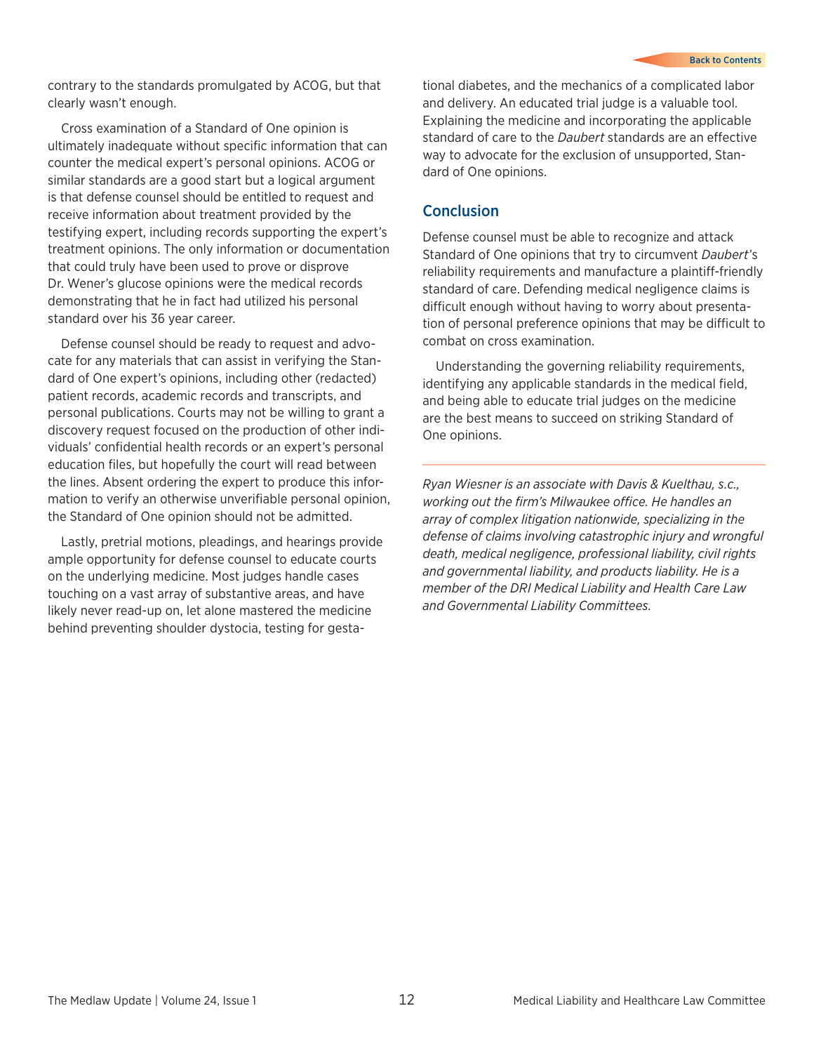contrary to the standards promulgated by ACOG, but that clearly wasn't enough.

Cross examination of a Standard of One opinion is ultimately inadequate without specific information that can counter the medical expert's personal opinions. ACOG or similar standards are a good start but a logical argument is that defense counsel should be entitled to request and receive information about treatment provided by the testifying expert, including records supporting the expert's treatment opinions. The only information or documentation that could truly have been used to prove or disprove Dr. Wener's glucose opinions were the medical records demonstrating that he in fact had utilized his personal standard over his 36 year career.

Defense counsel should be ready to request and advocate for any materials that can assist in verifying the Standard of One expert's opinions, including other (redacted) patient records, academic records and transcripts, and personal publications. Courts may not be willing to grant a discovery request focused on the production of other individuals' confidential health records or an expert's personal education files, but hopefully the court will read between the lines. Absent ordering the expert to produce this information to verify an otherwise unverifiable personal opinion, the Standard of One opinion should not be admitted.

Lastly, pretrial motions, pleadings, and hearings provide ample opportunity for defense counsel to educate courts on the underlying medicine. Most judges handle cases touching on a vast array of substantive areas, and have likely never read-up on, let alone mastered the medicine behind preventing shoulder dystocia, testing for gestational diabetes, and the mechanics of a complicated labor and delivery. An educated trial judge is a valuable tool. Explaining the medicine and incorporating the applicable standard of care to the *Daubert* standards are an effective way to advocate for the exclusion of unsupported, Standard of One opinions.

## Conclusion

Defense counsel must be able to recognize and attack Standard of One opinions that try to circumvent *Daubert*'s reliability requirements and manufacture a plaintiff-friendly standard of care. Defending medical negligence claims is difficult enough without having to worry about presentation of personal preference opinions that may be difficult to combat on cross examination.

Understanding the governing reliability requirements, identifying any applicable standards in the medical field, and being able to educate trial judges on the medicine are the best means to succeed on striking Standard of One opinions.

---

*Ryan Wiesner is an associate with Davis & Kuelthau, s.c., working out the firm's Milwaukee office. He handles an array of complex litigation nationwide, specializing in the defense of claims involving catastrophic injury and wrongful death, medical negligence, professional liability, civil rights and governmental liability, and products liability. He is a member of the DRI Medical Liability and Health Care Law and Governmental Liability Committees.*